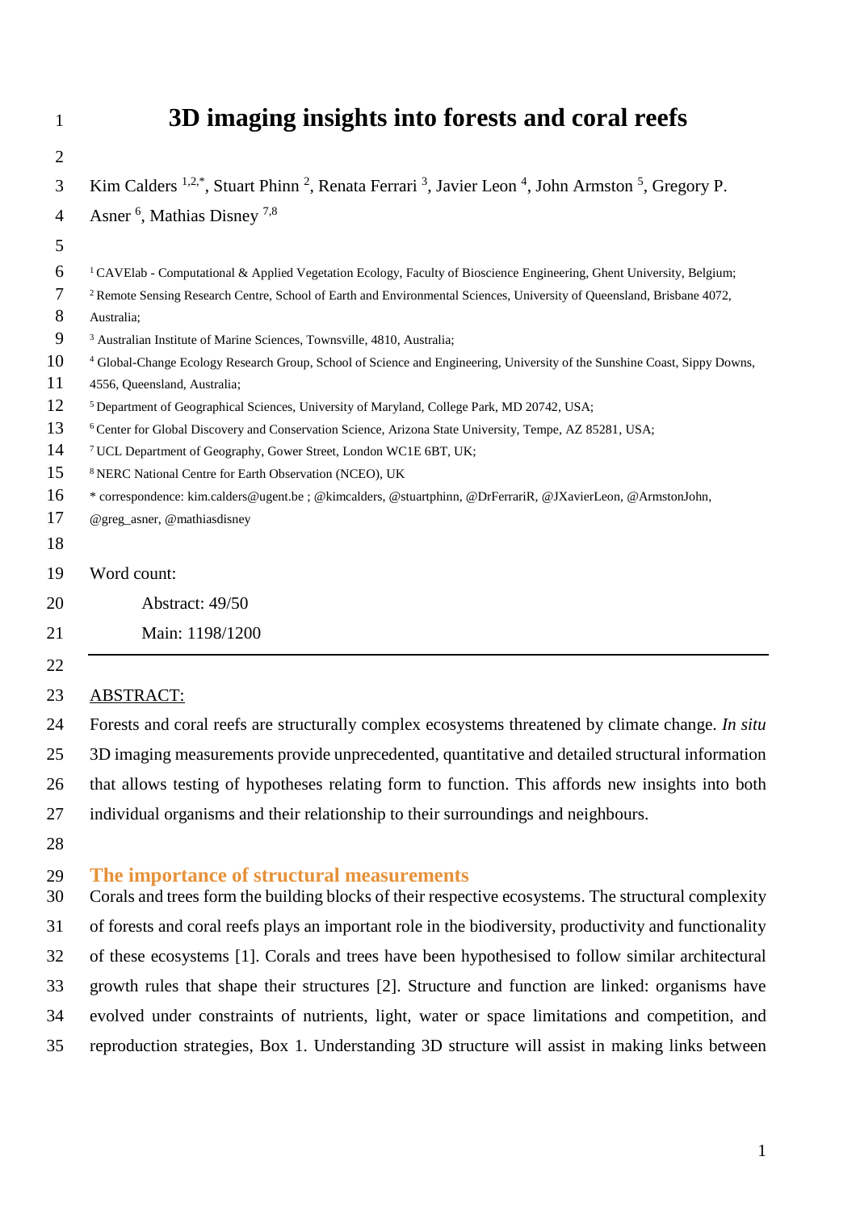# 3D imaging insights into forests and coral reefs

Kim Calders [1,2,*], Stuart Phinn [2], Renata Ferrari [3], Javier Leon [4], John Armston [5], Gregory P. Asner [6], Mathias Disney [7,8]

[1] CAVElab - Computational & Applied Vegetation Ecology, Faculty of Bioscience Engineering, Ghent University, Belgium;
[2] Remote Sensing Research Centre, School of Earth and Environmental Sciences, University of Queensland, Brisbane 4072, Australia;
[3] Australian Institute of Marine Sciences, Townsville, 4810, Australia;
[4] Global-Change Ecology Research Group, School of Science and Engineering, University of the Sunshine Coast, Sippy Downs, 4556, Queensland, Australia;
[5] Department of Geographical Sciences, University of Maryland, College Park, MD 20742, USA;
[6] Center for Global Discovery and Conservation Science, Arizona State University, Tempe, AZ 85281, USA;
[7] UCL Department of Geography, Gower Street, London WC1E 6BT, UK;
[8] NERC National Centre for Earth Observation (NCEO), UK
* correspondence: kim.calders@ugent.be ; @kimcalders, @stuartphinn, @DrFerrariR, @JXavierLeon, @ArmstonJohn, @greg_asner, @mathiasdisney

Word count:

Abstract: 49/50

Main: 1198/1200

---

ABSTRACT:

Forests and coral reefs are structurally complex ecosystems threatened by climate change. *In situ* 3D imaging measurements provide unprecedented, quantitative and detailed structural information that allows testing of hypotheses relating form to function. This affords new insights into both individual organisms and their relationship to their surroundings and neighbours.

## The importance of structural measurements

Corals and trees form the building blocks of their respective ecosystems. The structural complexity of forests and coral reefs plays an important role in the biodiversity, productivity and functionality of these ecosystems [1]. Corals and trees have been hypothesised to follow similar architectural growth rules that shape their structures [2]. Structure and function are linked: organisms have evolved under constraints of nutrients, light, water or space limitations and competition, and reproduction strategies, Box 1. Understanding 3D structure will assist in making links between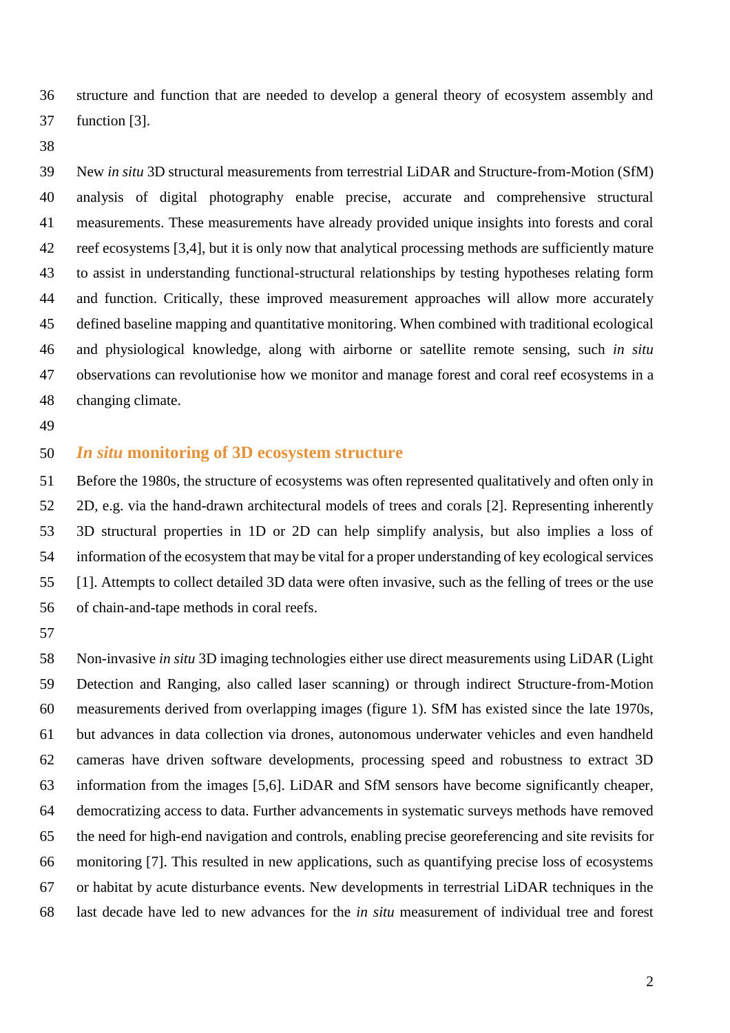structure and function that are needed to develop a general theory of ecosystem assembly and function [3].

New *in situ* 3D structural measurements from terrestrial LiDAR and Structure-from-Motion (SfM) analysis of digital photography enable precise, accurate and comprehensive structural measurements. These measurements have already provided unique insights into forests and coral reef ecosystems [3,4], but it is only now that analytical processing methods are sufficiently mature to assist in understanding functional-structural relationships by testing hypotheses relating form and function. Critically, these improved measurement approaches will allow more accurately defined baseline mapping and quantitative monitoring. When combined with traditional ecological and physiological knowledge, along with airborne or satellite remote sensing, such *in situ* observations can revolutionise how we monitor and manage forest and coral reef ecosystems in a changing climate.

## *In situ* monitoring of 3D ecosystem structure

Before the 1980s, the structure of ecosystems was often represented qualitatively and often only in 2D, e.g. via the hand-drawn architectural models of trees and corals [2]. Representing inherently 3D structural properties in 1D or 2D can help simplify analysis, but also implies a loss of information of the ecosystem that may be vital for a proper understanding of key ecological services [1]. Attempts to collect detailed 3D data were often invasive, such as the felling of trees or the use of chain-and-tape methods in coral reefs.

Non-invasive *in situ* 3D imaging technologies either use direct measurements using LiDAR (Light Detection and Ranging, also called laser scanning) or through indirect Structure-from-Motion measurements derived from overlapping images (figure 1). SfM has existed since the late 1970s, but advances in data collection via drones, autonomous underwater vehicles and even handheld cameras have driven software developments, processing speed and robustness to extract 3D information from the images [5,6]. LiDAR and SfM sensors have become significantly cheaper, democratizing access to data. Further advancements in systematic surveys methods have removed the need for high-end navigation and controls, enabling precise georeferencing and site revisits for monitoring [7]. This resulted in new applications, such as quantifying precise loss of ecosystems or habitat by acute disturbance events. New developments in terrestrial LiDAR techniques in the last decade have led to new advances for the *in situ* measurement of individual tree and forest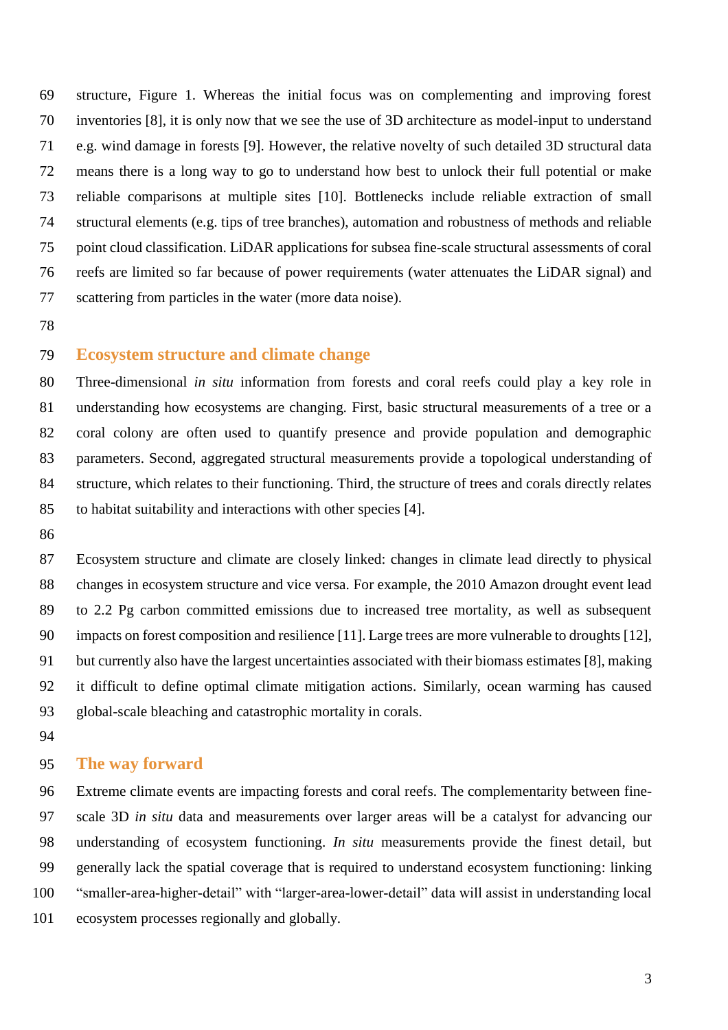structure, Figure 1. Whereas the initial focus was on complementing and improving forest inventories [8], it is only now that we see the use of 3D architecture as model-input to understand e.g. wind damage in forests [9]. However, the relative novelty of such detailed 3D structural data means there is a long way to go to understand how best to unlock their full potential or make reliable comparisons at multiple sites [10]. Bottlenecks include reliable extraction of small structural elements (e.g. tips of tree branches), automation and robustness of methods and reliable point cloud classification. LiDAR applications for subsea fine-scale structural assessments of coral reefs are limited so far because of power requirements (water attenuates the LiDAR signal) and scattering from particles in the water (more data noise).

## Ecosystem structure and climate change

Three-dimensional *in situ* information from forests and coral reefs could play a key role in understanding how ecosystems are changing. First, basic structural measurements of a tree or a coral colony are often used to quantify presence and provide population and demographic parameters. Second, aggregated structural measurements provide a topological understanding of structure, which relates to their functioning. Third, the structure of trees and corals directly relates to habitat suitability and interactions with other species [4].

Ecosystem structure and climate are closely linked: changes in climate lead directly to physical changes in ecosystem structure and vice versa. For example, the 2010 Amazon drought event lead to 2.2 Pg carbon committed emissions due to increased tree mortality, as well as subsequent impacts on forest composition and resilience [11]. Large trees are more vulnerable to droughts [12], but currently also have the largest uncertainties associated with their biomass estimates [8], making it difficult to define optimal climate mitigation actions. Similarly, ocean warming has caused global-scale bleaching and catastrophic mortality in corals.

## The way forward

Extreme climate events are impacting forests and coral reefs. The complementarity between fine-scale 3D *in situ* data and measurements over larger areas will be a catalyst for advancing our understanding of ecosystem functioning. *In situ* measurements provide the finest detail, but generally lack the spatial coverage that is required to understand ecosystem functioning: linking "smaller-area-higher-detail" with "larger-area-lower-detail" data will assist in understanding local ecosystem processes regionally and globally.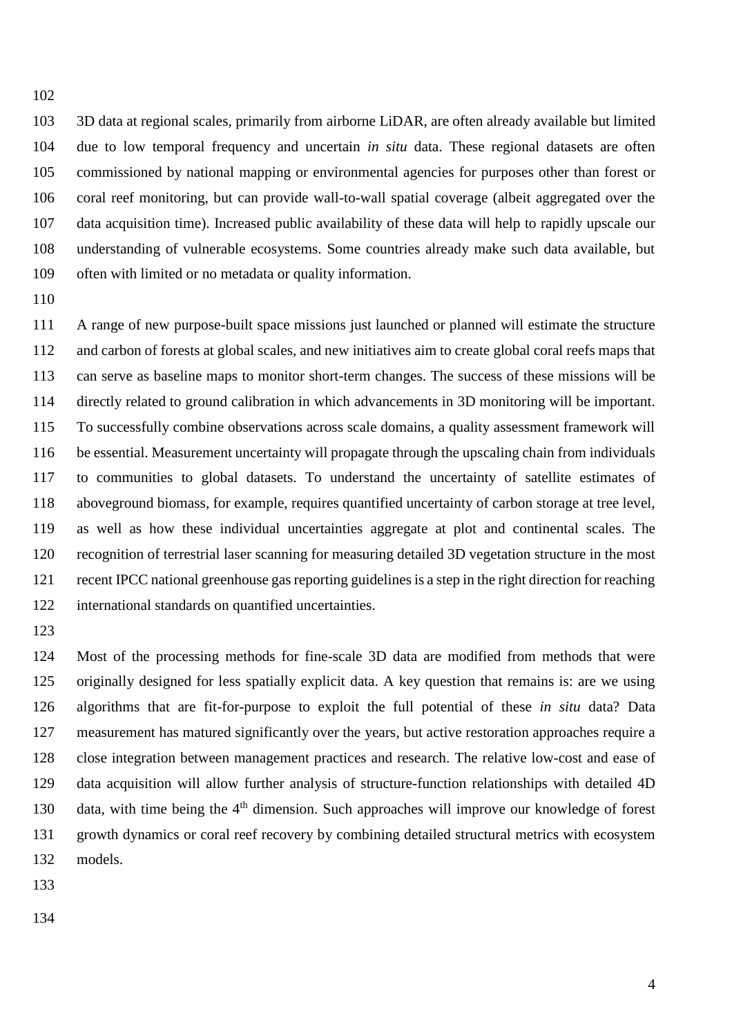3D data at regional scales, primarily from airborne LiDAR, are often already available but limited due to low temporal frequency and uncertain *in situ* data. These regional datasets are often commissioned by national mapping or environmental agencies for purposes other than forest or coral reef monitoring, but can provide wall-to-wall spatial coverage (albeit aggregated over the data acquisition time). Increased public availability of these data will help to rapidly upscale our understanding of vulnerable ecosystems. Some countries already make such data available, but often with limited or no metadata or quality information.

A range of new purpose-built space missions just launched or planned will estimate the structure and carbon of forests at global scales, and new initiatives aim to create global coral reefs maps that can serve as baseline maps to monitor short-term changes. The success of these missions will be directly related to ground calibration in which advancements in 3D monitoring will be important. To successfully combine observations across scale domains, a quality assessment framework will be essential. Measurement uncertainty will propagate through the upscaling chain from individuals to communities to global datasets. To understand the uncertainty of satellite estimates of aboveground biomass, for example, requires quantified uncertainty of carbon storage at tree level, as well as how these individual uncertainties aggregate at plot and continental scales. The recognition of terrestrial laser scanning for measuring detailed 3D vegetation structure in the most recent IPCC national greenhouse gas reporting guidelines is a step in the right direction for reaching international standards on quantified uncertainties.

Most of the processing methods for fine-scale 3D data are modified from methods that were originally designed for less spatially explicit data. A key question that remains is: are we using algorithms that are fit-for-purpose to exploit the full potential of these *in situ* data? Data measurement has matured significantly over the years, but active restoration approaches require a close integration between management practices and research. The relative low-cost and ease of data acquisition will allow further analysis of structure-function relationships with detailed 4D data, with time being the 4$^{th}$ dimension. Such approaches will improve our knowledge of forest growth dynamics or coral reef recovery by combining detailed structural metrics with ecosystem models.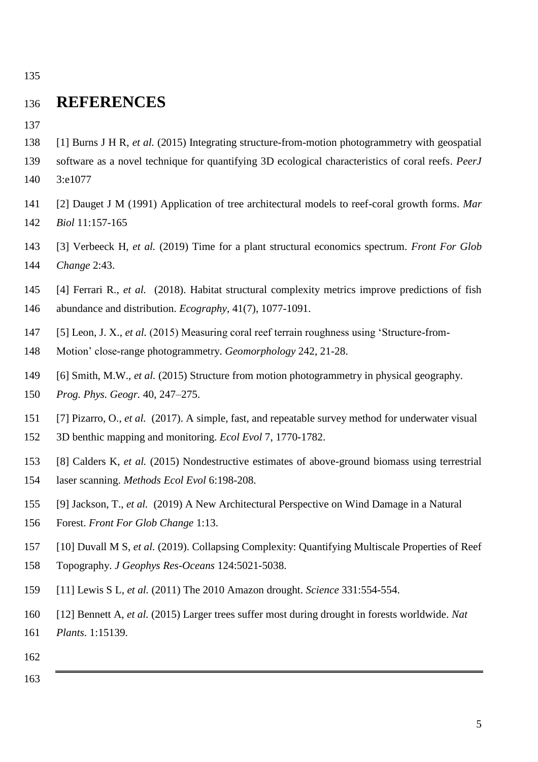# REFERENCES

[1] Burns J H R, *et al.* (2015) Integrating structure-from-motion photogrammetry with geospatial software as a novel technique for quantifying 3D ecological characteristics of coral reefs. *PeerJ* 3:e1077

[2] Dauget J M (1991) Application of tree architectural models to reef-coral growth forms. *Mar Biol* 11:157-165

[3] Verbeeck H, *et al.* (2019) Time for a plant structural economics spectrum. *Front For Glob Change* 2:43.

[4] Ferrari R., *et al.* (2018). Habitat structural complexity metrics improve predictions of fish abundance and distribution. *Ecography*, 41(7), 1077-1091.

[5] Leon, J. X., *et al.* (2015) Measuring coral reef terrain roughness using 'Structure-from-Motion' close-range photogrammetry. *Geomorphology* 242, 21-28.

[6] Smith, M.W., *et al.* (2015) Structure from motion photogrammetry in physical geography. *Prog. Phys. Geogr.* 40, 247–275.

[7] Pizarro, O., *et al.* (2017). A simple, fast, and repeatable survey method for underwater visual 3D benthic mapping and monitoring. *Ecol Evol* 7, 1770-1782.

[8] Calders K, *et al.* (2015) Nondestructive estimates of above-ground biomass using terrestrial laser scanning. *Methods Ecol Evol* 6:198-208.

[9] Jackson, T., *et al.* (2019) A New Architectural Perspective on Wind Damage in a Natural Forest. *Front For Glob Change* 1:13.

[10] Duvall M S, *et al.* (2019). Collapsing Complexity: Quantifying Multiscale Properties of Reef Topography. *J Geophys Res-Oceans* 124:5021-5038.

[11] Lewis S L, *et al.* (2011) The 2010 Amazon drought. *Science* 331:554-554.

[12] Bennett A, *et al.* (2015) Larger trees suffer most during drought in forests worldwide. *Nat Plants*. 1:15139.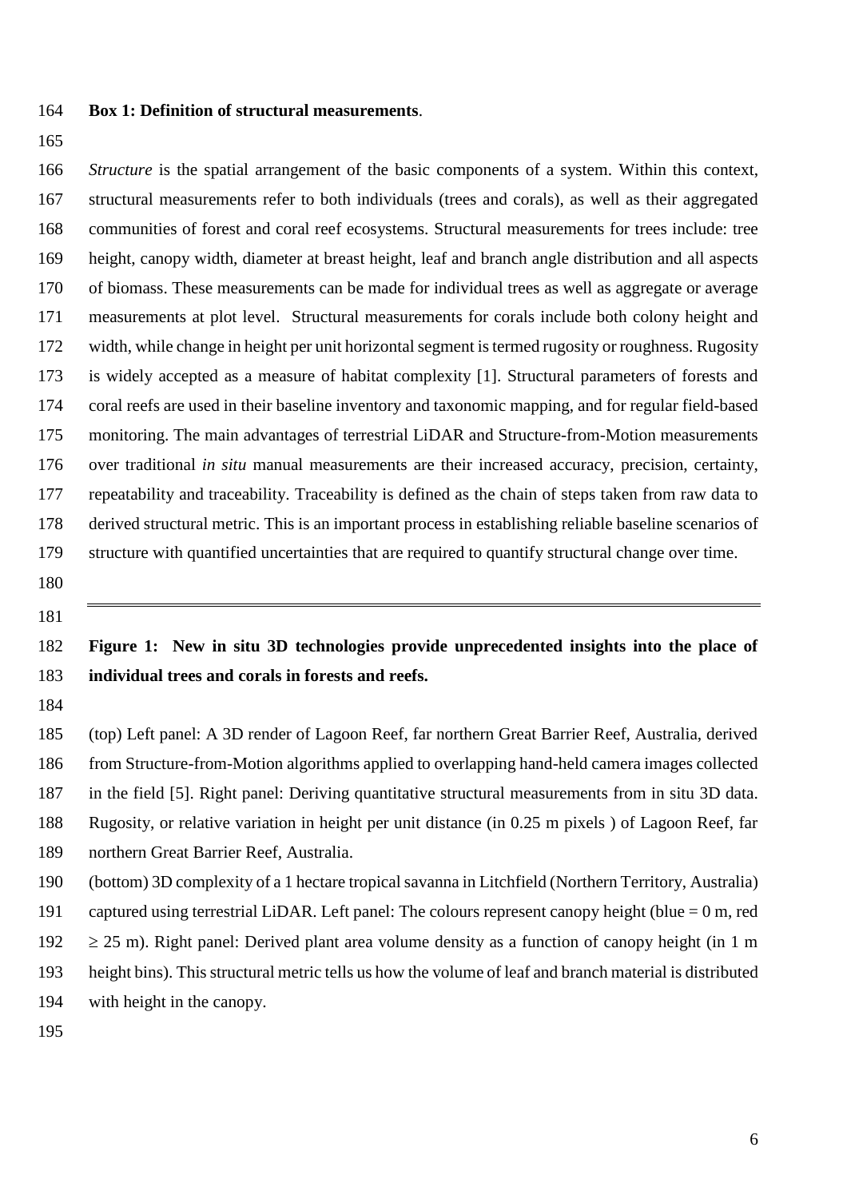**Box 1: Definition of structural measurements**.

*Structure* is the spatial arrangement of the basic components of a system. Within this context, structural measurements refer to both individuals (trees and corals), as well as their aggregated communities of forest and coral reef ecosystems. Structural measurements for trees include: tree height, canopy width, diameter at breast height, leaf and branch angle distribution and all aspects of biomass. These measurements can be made for individual trees as well as aggregate or average measurements at plot level. Structural measurements for corals include both colony height and width, while change in height per unit horizontal segment is termed rugosity or roughness. Rugosity is widely accepted as a measure of habitat complexity [1]. Structural parameters of forests and coral reefs are used in their baseline inventory and taxonomic mapping, and for regular field-based monitoring. The main advantages of terrestrial LiDAR and Structure-from-Motion measurements over traditional *in situ* manual measurements are their increased accuracy, precision, certainty, repeatability and traceability. Traceability is defined as the chain of steps taken from raw data to derived structural metric. This is an important process in establishing reliable baseline scenarios of structure with quantified uncertainties that are required to quantify structural change over time.

---

**Figure 1: New in situ 3D technologies provide unprecedented insights into the place of individual trees and corals in forests and reefs.**

(top) Left panel: A 3D render of Lagoon Reef, far northern Great Barrier Reef, Australia, derived from Structure-from-Motion algorithms applied to overlapping hand-held camera images collected in the field [5]. Right panel: Deriving quantitative structural measurements from in situ 3D data. Rugosity, or relative variation in height per unit distance (in 0.25 m pixels ) of Lagoon Reef, far northern Great Barrier Reef, Australia.

(bottom) 3D complexity of a 1 hectare tropical savanna in Litchfield (Northern Territory, Australia) captured using terrestrial LiDAR. Left panel: The colours represent canopy height (blue = 0 m, red $\geq$ 25 m). Right panel: Derived plant area volume density as a function of canopy height (in 1 m height bins). This structural metric tells us how the volume of leaf and branch material is distributed with height in the canopy.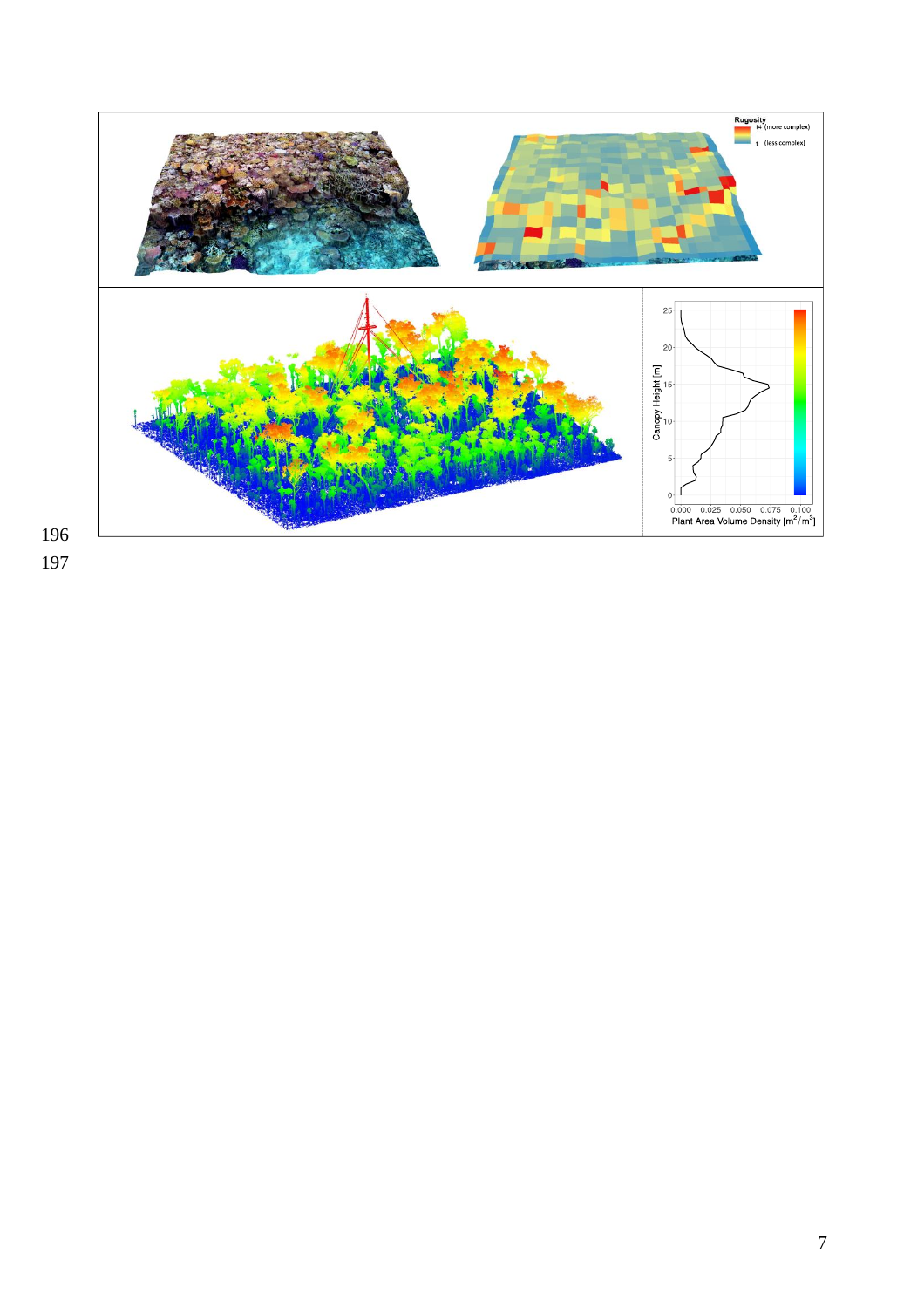Rugosity
14 (more complex)
1 (less complex)

Canopy Height [m]
25
20
15
10
5
0

0.000 0.025 0.050 0.075 0.100
Plant Area Volume Density [$m^2/m^3$]